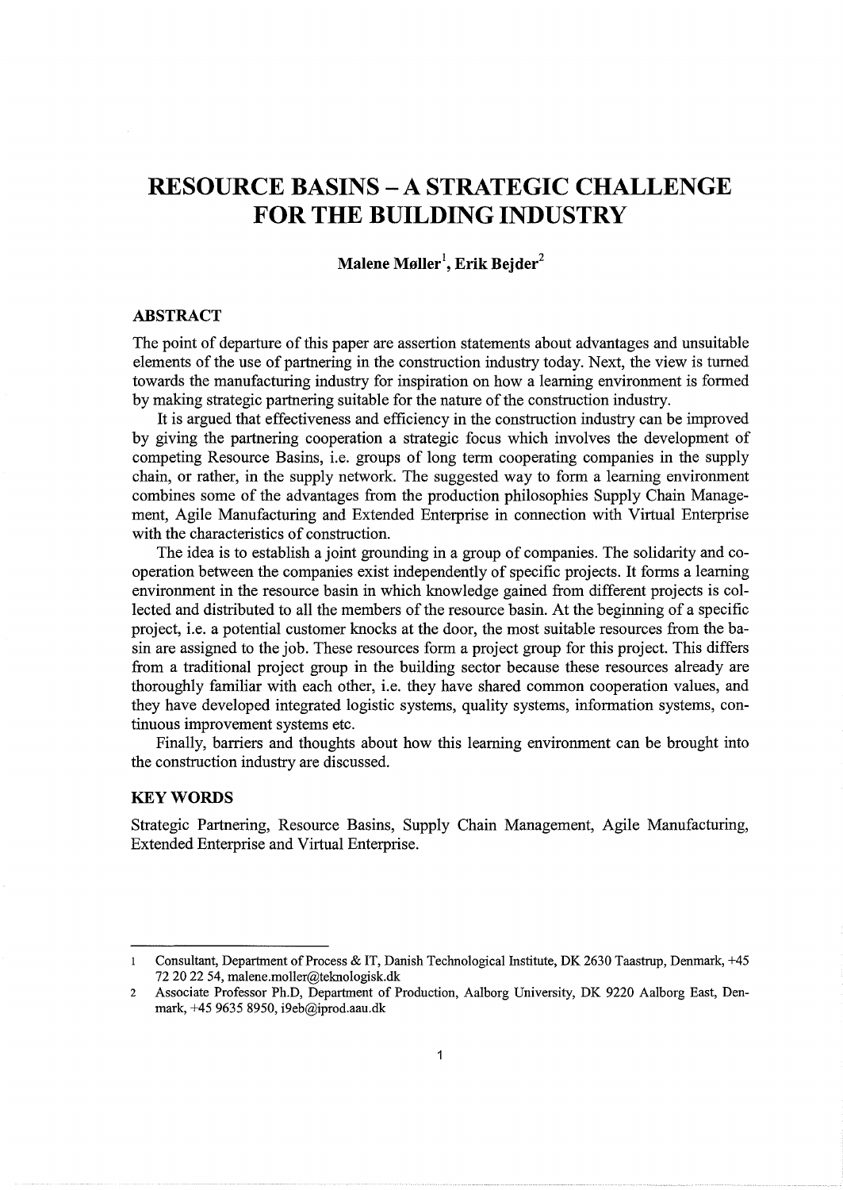# RESOURCE BASINS – A STRATEGIC CHALLENGE FOR THE BUILDING INDUSTRY

**Malene Møller[1], Erik Bejder[2]**

## ABSTRACT

The point of departure of this paper are assertion statements about advantages and unsuitable elements of the use of partnering in the construction industry today. Next, the view is turned towards the manufacturing industry for inspiration on how a learning environment is formed by making strategic partnering suitable for the nature of the construction industry.

It is argued that effectiveness and efficiency in the construction industry can be improved by giving the partnering cooperation a strategic focus which involves the development of competing Resource Basins, i.e. groups of long term cooperating companies in the supply chain, or rather, in the supply network. The suggested way to form a learning environment combines some of the advantages from the production philosophies Supply Chain Management, Agile Manufacturing and Extended Enterprise in connection with Virtual Enterprise with the characteristics of construction.

The idea is to establish a joint grounding in a group of companies. The solidarity and cooperation between the companies exist independently of specific projects. It forms a learning environment in the resource basin in which knowledge gained from different projects is collected and distributed to all the members of the resource basin. At the beginning of a specific project, i.e. a potential customer knocks at the door, the most suitable resources from the basin are assigned to the job. These resources form a project group for this project. This differs from a traditional project group in the building sector because these resources already are thoroughly familiar with each other, i.e. they have shared common cooperation values, and they have developed integrated logistic systems, quality systems, information systems, continuous improvement systems etc.

Finally, barriers and thoughts about how this learning environment can be brought into the construction industry are discussed.

## KEY WORDS

Strategic Partnering, Resource Basins, Supply Chain Management, Agile Manufacturing, Extended Enterprise and Virtual Enterprise.

---

1. Consultant, Department of Process & IT, Danish Technological Institute, DK 2630 Taastrup, Denmark, +45 72 20 22 54, malene.moller@teknologisk.dk
2. Associate Professor Ph.D, Department of Production, Aalborg University, DK 9220 Aalborg East, Denmark, +45 9635 8950, i9eb@iprod.aau.dk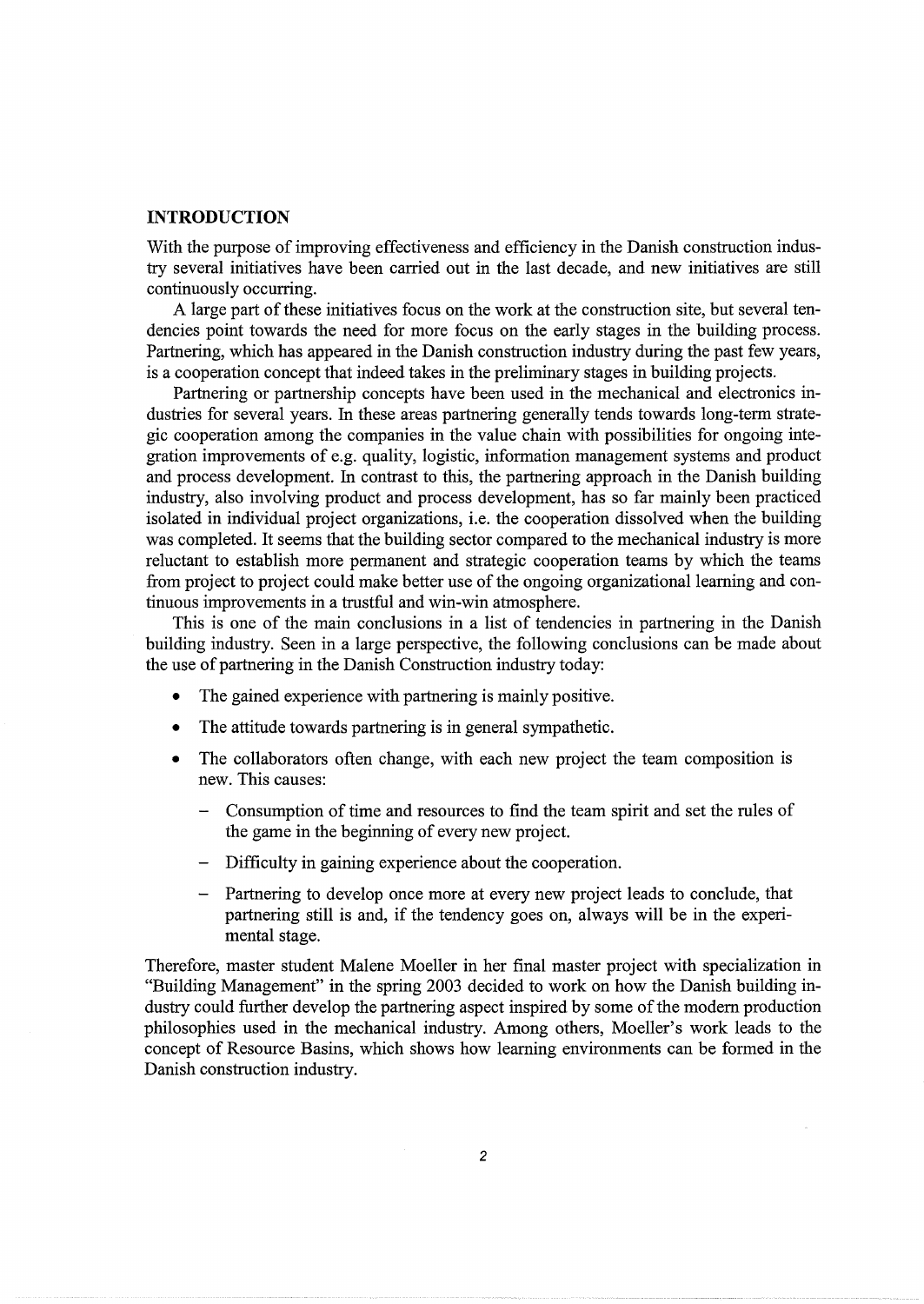## INTRODUCTION

With the purpose of improving effectiveness and efficiency in the Danish construction industry several initiatives have been carried out in the last decade, and new initiatives are still continuously occurring.

A large part of these initiatives focus on the work at the construction site, but several tendencies point towards the need for more focus on the early stages in the building process. Partnering, which has appeared in the Danish construction industry during the past few years, is a cooperation concept that indeed takes in the preliminary stages in building projects.

Partnering or partnership concepts have been used in the mechanical and electronics industries for several years. In these areas partnering generally tends towards long-term strategic cooperation among the companies in the value chain with possibilities for ongoing integration improvements of e.g. quality, logistic, information management systems and product and process development. In contrast to this, the partnering approach in the Danish building industry, also involving product and process development, has so far mainly been practiced isolated in individual project organizations, i.e. the cooperation dissolved when the building was completed. It seems that the building sector compared to the mechanical industry is more reluctant to establish more permanent and strategic cooperation teams by which the teams from project to project could make better use of the ongoing organizational learning and continuous improvements in a trustful and win-win atmosphere.

This is one of the main conclusions in a list of tendencies in partnering in the Danish building industry. Seen in a large perspective, the following conclusions can be made about the use of partnering in the Danish Construction industry today:

- The gained experience with partnering is mainly positive.
- The attitude towards partnering is in general sympathetic.
- The collaborators often change, with each new project the team composition is new. This causes:
  - Consumption of time and resources to find the team spirit and set the rules of the game in the beginning of every new project.
  - Difficulty in gaining experience about the cooperation.
  - Partnering to develop once more at every new project leads to conclude, that partnering still is and, if the tendency goes on, always will be in the experimental stage.

Therefore, master student Malene Moeller in her final master project with specialization in "Building Management" in the spring 2003 decided to work on how the Danish building industry could further develop the partnering aspect inspired by some of the modern production philosophies used in the mechanical industry. Among others, Moeller's work leads to the concept of Resource Basins, which shows how learning environments can be formed in the Danish construction industry.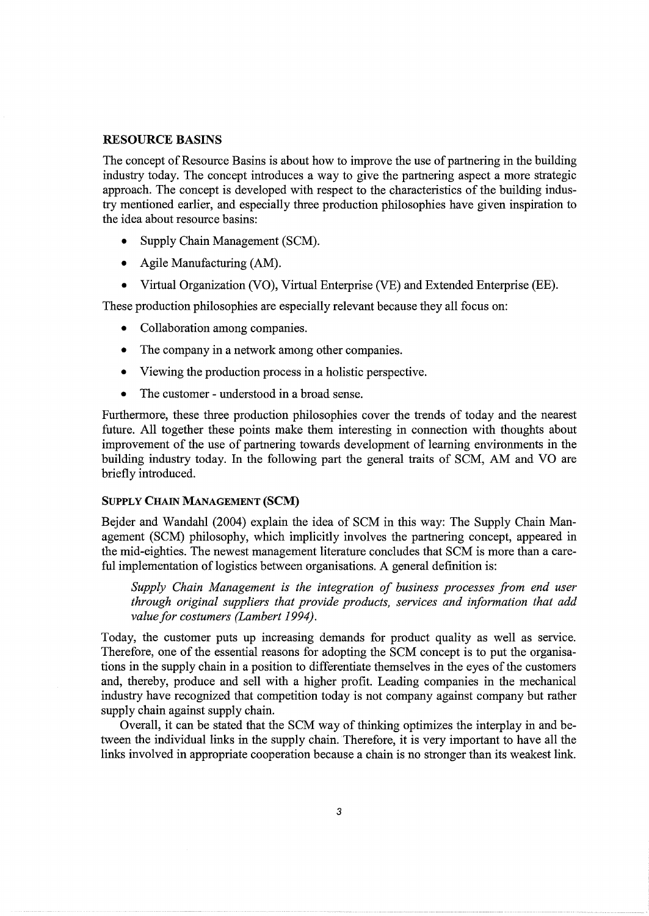## RESOURCE BASINS

The concept of Resource Basins is about how to improve the use of partnering in the building industry today. The concept introduces a way to give the partnering aspect a more strategic approach. The concept is developed with respect to the characteristics of the building industry mentioned earlier, and especially three production philosophies have given inspiration to the idea about resource basins:

- Supply Chain Management (SCM).
- Agile Manufacturing (AM).
- Virtual Organization (VO), Virtual Enterprise (VE) and Extended Enterprise (EE).

These production philosophies are especially relevant because they all focus on:

- Collaboration among companies.
- The company in a network among other companies.
- Viewing the production process in a holistic perspective.
- The customer - understood in a broad sense.

Furthermore, these three production philosophies cover the trends of today and the nearest future. All together these points make them interesting in connection with thoughts about improvement of the use of partnering towards development of learning environments in the building industry today. In the following part the general traits of SCM, AM and VO are briefly introduced.

### SUPPLY CHAIN MANAGEMENT (SCM)

Bejder and Wandahl (2004) explain the idea of SCM in this way: The Supply Chain Management (SCM) philosophy, which implicitly involves the partnering concept, appeared in the mid-eighties. The newest management literature concludes that SCM is more than a careful implementation of logistics between organisations. A general definition is:

> *Supply Chain Management is the integration of business processes from end user through original suppliers that provide products, services and information that add value for costumers (Lambert 1994).*

Today, the customer puts up increasing demands for product quality as well as service. Therefore, one of the essential reasons for adopting the SCM concept is to put the organisations in the supply chain in a position to differentiate themselves in the eyes of the customers and, thereby, produce and sell with a higher profit. Leading companies in the mechanical industry have recognized that competition today is not company against company but rather supply chain against supply chain.

Overall, it can be stated that the SCM way of thinking optimizes the interplay in and between the individual links in the supply chain. Therefore, it is very important to have all the links involved in appropriate cooperation because a chain is no stronger than its weakest link.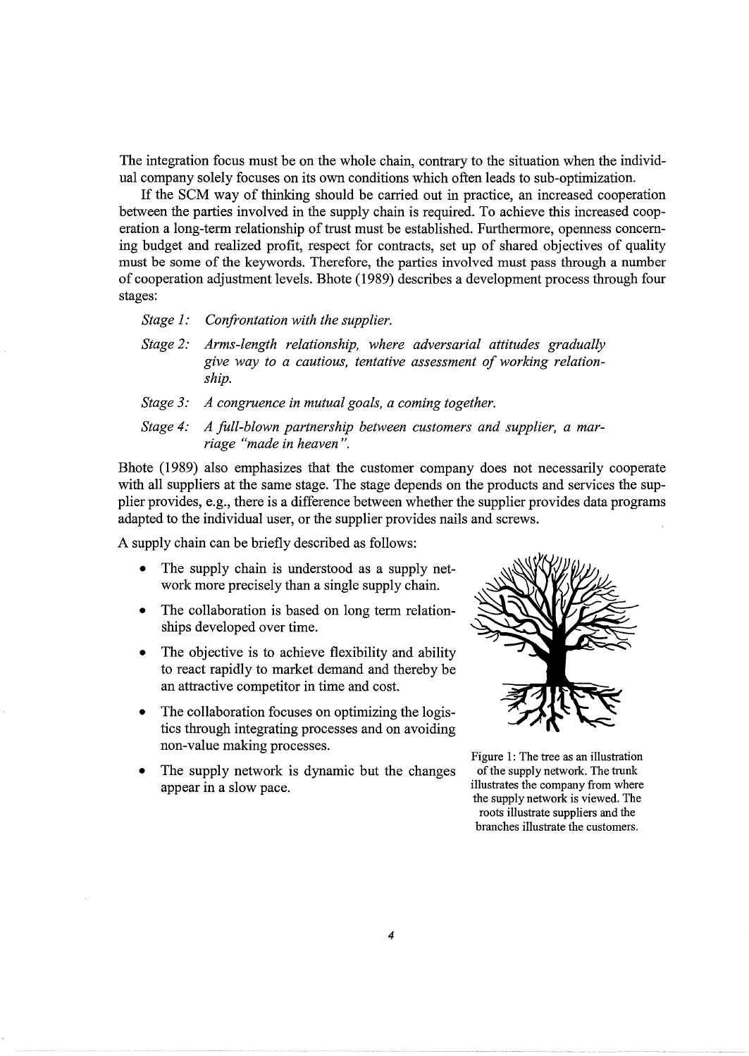The integration focus must be on the whole chain, contrary to the situation when the individual company solely focuses on its own conditions which often leads to sub-optimization.

If the SCM way of thinking should be carried out in practice, an increased cooperation between the parties involved in the supply chain is required. To achieve this increased cooperation a long-term relationship of trust must be established. Furthermore, openness concerning budget and realized profit, respect for contracts, set up of shared objectives of quality must be some of the keywords. Therefore, the parties involved must pass through a number of cooperation adjustment levels. Bhote (1989) describes a development process through four stages:

*Stage 1:* *Confrontation with the supplier.*

*Stage 2:* *Arms-length relationship, where adversarial attitudes gradually give way to a cautious, tentative assessment of working relationship.*

*Stage 3:* *A congruence in mutual goals, a coming together.*

*Stage 4:* *A full-blown partnership between customers and supplier, a marriage "made in heaven".*

Bhote (1989) also emphasizes that the customer company does not necessarily cooperate with all suppliers at the same stage. The stage depends on the products and services the supplier provides, e.g., there is a difference between whether the supplier provides data programs adapted to the individual user, or the supplier provides nails and screws.

A supply chain can be briefly described as follows:

- The supply chain is understood as a supply network more precisely than a single supply chain.
- The collaboration is based on long term relationships developed over time.
- The objective is to achieve flexibility and ability to react rapidly to market demand and thereby be an attractive competitor in time and cost.
- The collaboration focuses on optimizing the logistics through integrating processes and on avoiding non-value making processes.
- The supply network is dynamic but the changes appear in a slow pace.

Figure 1: The tree as an illustration of the supply network. The trunk illustrates the company from where the supply network is viewed. The roots illustrate suppliers and the branches illustrate the customers.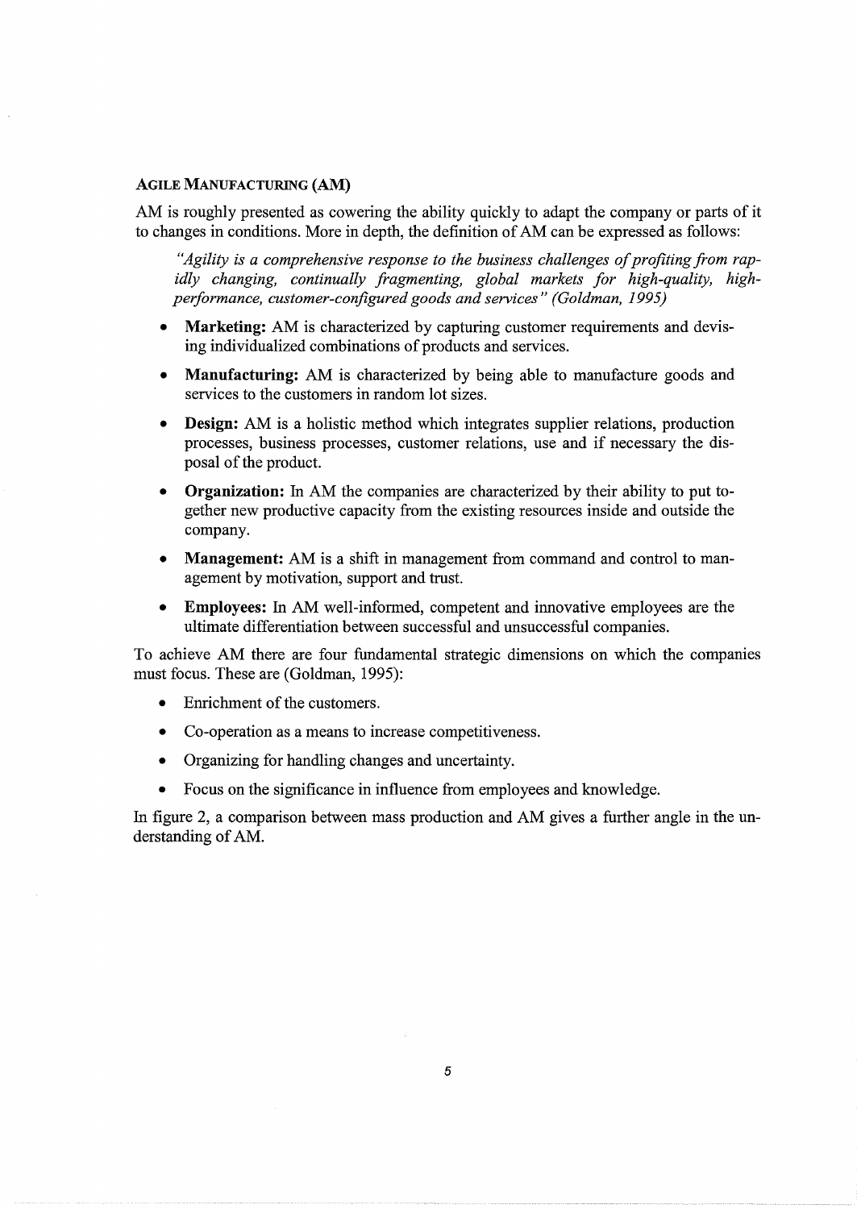### AGILE MANUFACTURING (AM)

AM is roughly presented as cowering the ability quickly to adapt the company or parts of it to changes in conditions. More in depth, the definition of AM can be expressed as follows:

> *"Agility is a comprehensive response to the business challenges of profiting from rapidly changing, continually fragmenting, global markets for high-quality, high-performance, customer-configured goods and services" (Goldman, 1995)*

- **Marketing:** AM is characterized by capturing customer requirements and devising individualized combinations of products and services.
- **Manufacturing:** AM is characterized by being able to manufacture goods and services to the customers in random lot sizes.
- **Design:** AM is a holistic method which integrates supplier relations, production processes, business processes, customer relations, use and if necessary the disposal of the product.
- **Organization:** In AM the companies are characterized by their ability to put together new productive capacity from the existing resources inside and outside the company.
- **Management:** AM is a shift in management from command and control to management by motivation, support and trust.
- **Employees:** In AM well-informed, competent and innovative employees are the ultimate differentiation between successful and unsuccessful companies.

To achieve AM there are four fundamental strategic dimensions on which the companies must focus. These are (Goldman, 1995):

- Enrichment of the customers.
- Co-operation as a means to increase competitiveness.
- Organizing for handling changes and uncertainty.
- Focus on the significance in influence from employees and knowledge.

In figure 2, a comparison between mass production and AM gives a further angle in the understanding of AM.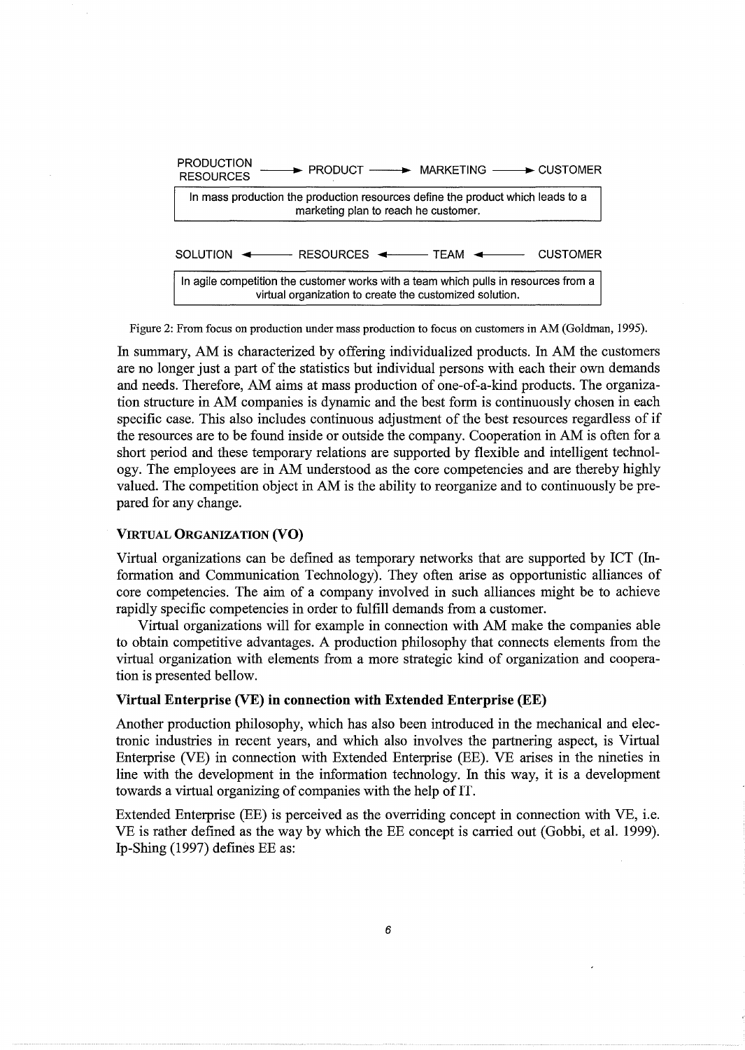PRODUCTION RESOURCES ⟶ PRODUCT ⟶ MARKETING ⟶ CUSTOMER

In mass production the production resources define the product which leads to a marketing plan to reach he customer.

SOLUTION ⟵ RESOURCES ⟵ TEAM ⟵ CUSTOMER

In agile competition the customer works with a team which pulls in resources from a virtual organization to create the customized solution.

Figure 2: From focus on production under mass production to focus on customers in AM (Goldman, 1995).

In summary, AM is characterized by offering individualized products. In AM the customers are no longer just a part of the statistics but individual persons with each their own demands and needs. Therefore, AM aims at mass production of one-of-a-kind products. The organization structure in AM companies is dynamic and the best form is continuously chosen in each specific case. This also includes continuous adjustment of the best resources regardless of if the resources are to be found inside or outside the company. Cooperation in AM is often for a short period and these temporary relations are supported by flexible and intelligent technology. The employees are in AM understood as the core competencies and are thereby highly valued. The competition object in AM is the ability to reorganize and to continuously be prepared for any change.

### VIRTUAL ORGANIZATION (VO)

Virtual organizations can be defined as temporary networks that are supported by ICT (Information and Communication Technology). They often arise as opportunistic alliances of core competencies. The aim of a company involved in such alliances might be to achieve rapidly specific competencies in order to fulfill demands from a customer.

Virtual organizations will for example in connection with AM make the companies able to obtain competitive advantages. A production philosophy that connects elements from the virtual organization with elements from a more strategic kind of organization and cooperation is presented bellow.

### Virtual Enterprise (VE) in connection with Extended Enterprise (EE)

Another production philosophy, which has also been introduced in the mechanical and electronic industries in recent years, and which also involves the partnering aspect, is Virtual Enterprise (VE) in connection with Extended Enterprise (EE). VE arises in the nineties in line with the development in the information technology. In this way, it is a development towards a virtual organizing of companies with the help of IT.

Extended Enterprise (EE) is perceived as the overriding concept in connection with VE, i.e. VE is rather defined as the way by which the EE concept is carried out (Gobbi, et al. 1999). Ip-Shing (1997) defines EE as: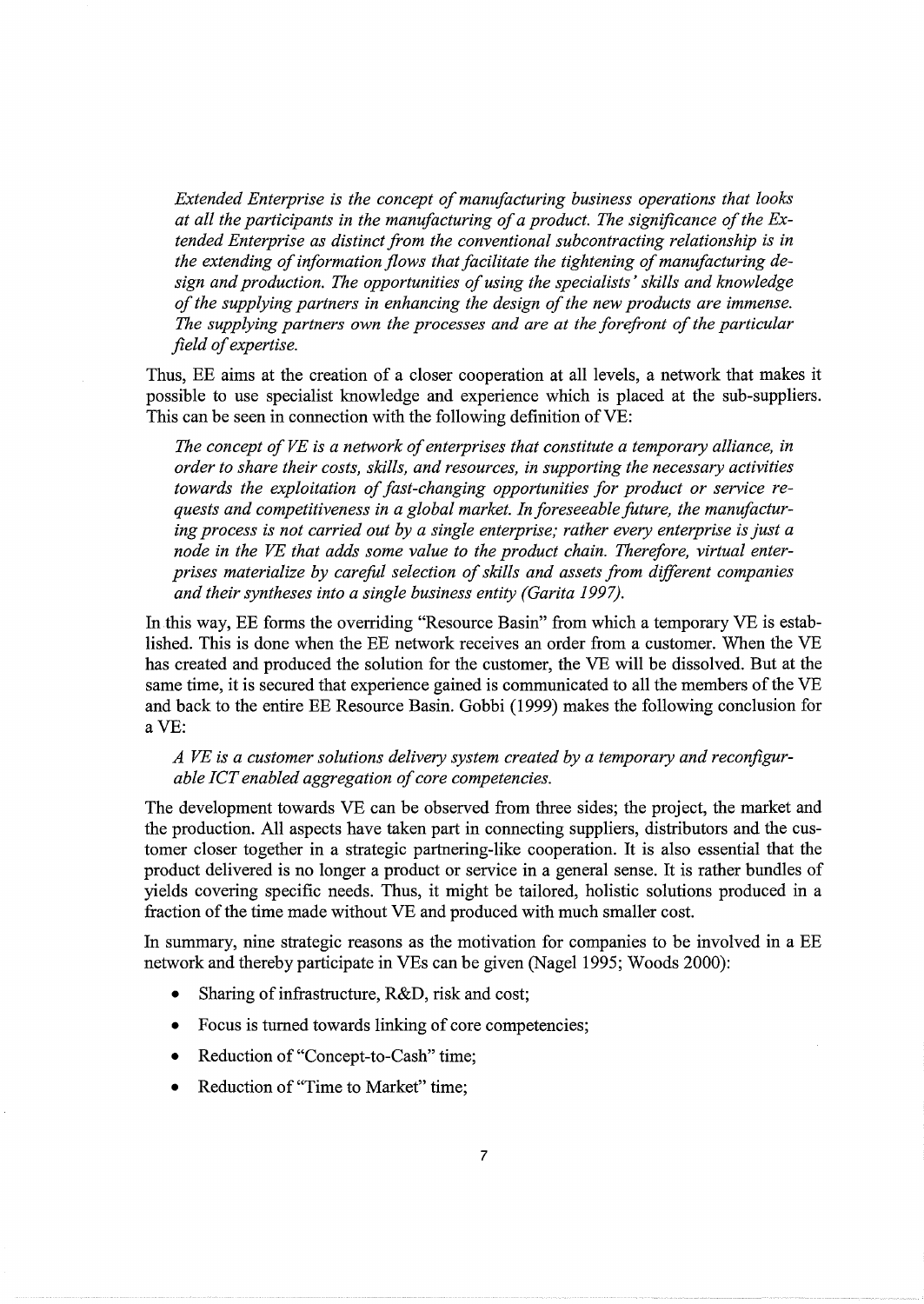*Extended Enterprise is the concept of manufacturing business operations that looks at all the participants in the manufacturing of a product. The significance of the Extended Enterprise as distinct from the conventional subcontracting relationship is in the extending of information flows that facilitate the tightening of manufacturing design and production. The opportunities of using the specialists' skills and knowledge of the supplying partners in enhancing the design of the new products are immense. The supplying partners own the processes and are at the forefront of the particular field of expertise.*

Thus, EE aims at the creation of a closer cooperation at all levels, a network that makes it possible to use specialist knowledge and experience which is placed at the sub-suppliers. This can be seen in connection with the following definition of VE:

*The concept of VE is a network of enterprises that constitute a temporary alliance, in order to share their costs, skills, and resources, in supporting the necessary activities towards the exploitation of fast-changing opportunities for product or service requests and competitiveness in a global market. In foreseeable future, the manufacturing process is not carried out by a single enterprise; rather every enterprise is just a node in the VE that adds some value to the product chain. Therefore, virtual enterprises materialize by careful selection of skills and assets from different companies and their syntheses into a single business entity (Garita 1997).*

In this way, EE forms the overriding "Resource Basin" from which a temporary VE is established. This is done when the EE network receives an order from a customer. When the VE has created and produced the solution for the customer, the VE will be dissolved. But at the same time, it is secured that experience gained is communicated to all the members of the VE and back to the entire EE Resource Basin. Gobbi (1999) makes the following conclusion for a VE:

*A VE is a customer solutions delivery system created by a temporary and reconfigurable ICT enabled aggregation of core competencies.*

The development towards VE can be observed from three sides; the project, the market and the production. All aspects have taken part in connecting suppliers, distributors and the customer closer together in a strategic partnering-like cooperation. It is also essential that the product delivered is no longer a product or service in a general sense. It is rather bundles of yields covering specific needs. Thus, it might be tailored, holistic solutions produced in a fraction of the time made without VE and produced with much smaller cost.

In summary, nine strategic reasons as the motivation for companies to be involved in a EE network and thereby participate in VEs can be given (Nagel 1995; Woods 2000):

- Sharing of infrastructure, R&D, risk and cost;
- Focus is turned towards linking of core competencies;
- Reduction of "Concept-to-Cash" time;
- Reduction of "Time to Market" time;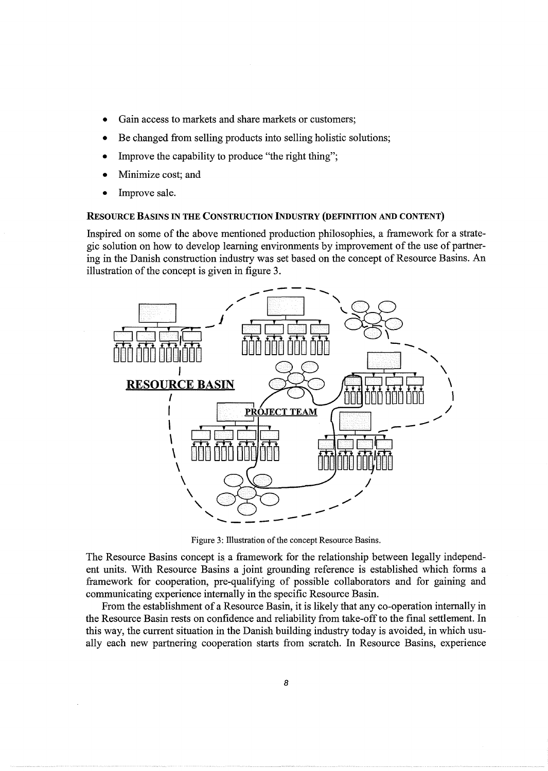- Gain access to markets and share markets or customers;
- Be changed from selling products into selling holistic solutions;
- Improve the capability to produce "the right thing";
- Minimize cost; and
- Improve sale.

### RESOURCE BASINS IN THE CONSTRUCTION INDUSTRY (DEFINITION AND CONTENT)

Inspired on some of the above mentioned production philosophies, a framework for a strategic solution on how to develop learning environments by improvement of the use of partnering in the Danish construction industry was set based on the concept of Resource Basins. An illustration of the concept is given in figure 3.

Figure 3: Illustration of the concept Resource Basins.

The Resource Basins concept is a framework for the relationship between legally independent units. With Resource Basins a joint grounding reference is established which forms a framework for cooperation, pre-qualifying of possible collaborators and for gaining and communicating experience internally in the specific Resource Basin.

From the establishment of a Resource Basin, it is likely that any co-operation internally in the Resource Basin rests on confidence and reliability from take-off to the final settlement. In this way, the current situation in the Danish building industry today is avoided, in which usually each new partnering cooperation starts from scratch. In Resource Basins, experience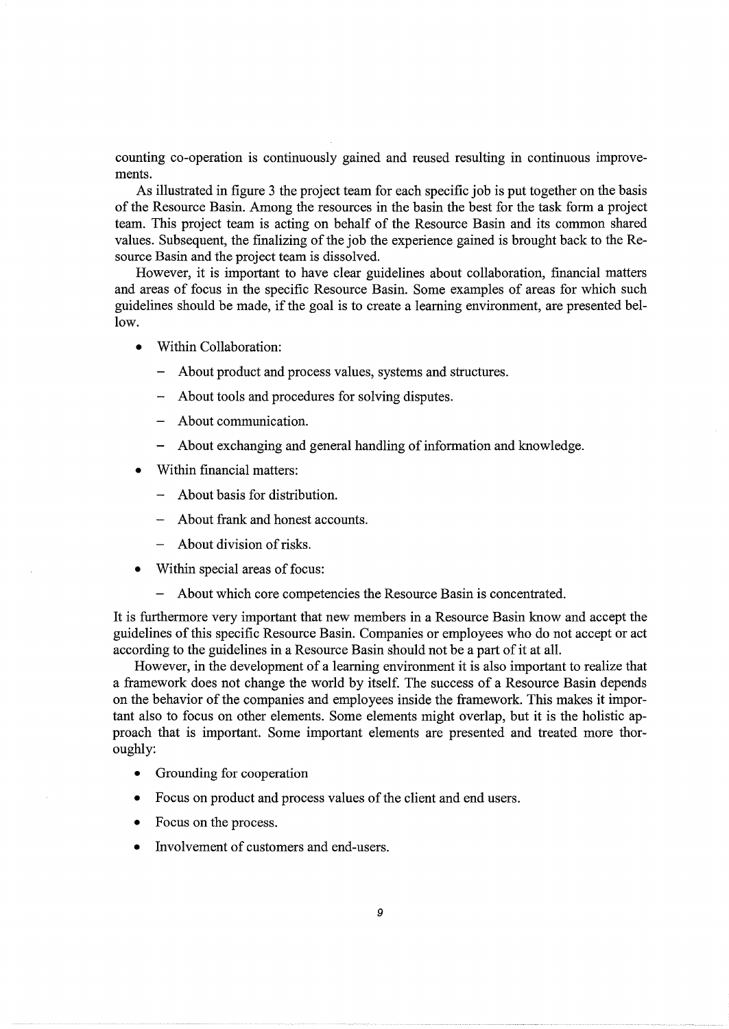counting co-operation is continuously gained and reused resulting in continuous improvements.

As illustrated in figure 3 the project team for each specific job is put together on the basis of the Resource Basin. Among the resources in the basin the best for the task form a project team. This project team is acting on behalf of the Resource Basin and its common shared values. Subsequent, the finalizing of the job the experience gained is brought back to the Resource Basin and the project team is dissolved.

However, it is important to have clear guidelines about collaboration, financial matters and areas of focus in the specific Resource Basin. Some examples of areas for which such guidelines should be made, if the goal is to create a learning environment, are presented bellow.

- Within Collaboration:
  - About product and process values, systems and structures.
  - About tools and procedures for solving disputes.
  - About communication.
  - About exchanging and general handling of information and knowledge.
- Within financial matters:
  - About basis for distribution.
  - About frank and honest accounts.
  - About division of risks.
- Within special areas of focus:
  - About which core competencies the Resource Basin is concentrated.

It is furthermore very important that new members in a Resource Basin know and accept the guidelines of this specific Resource Basin. Companies or employees who do not accept or act according to the guidelines in a Resource Basin should not be a part of it at all.

However, in the development of a learning environment it is also important to realize that a framework does not change the world by itself. The success of a Resource Basin depends on the behavior of the companies and employees inside the framework. This makes it important also to focus on other elements. Some elements might overlap, but it is the holistic approach that is important. Some important elements are presented and treated more thoroughly:

- Grounding for cooperation
- Focus on product and process values of the client and end users.
- Focus on the process.
- Involvement of customers and end-users.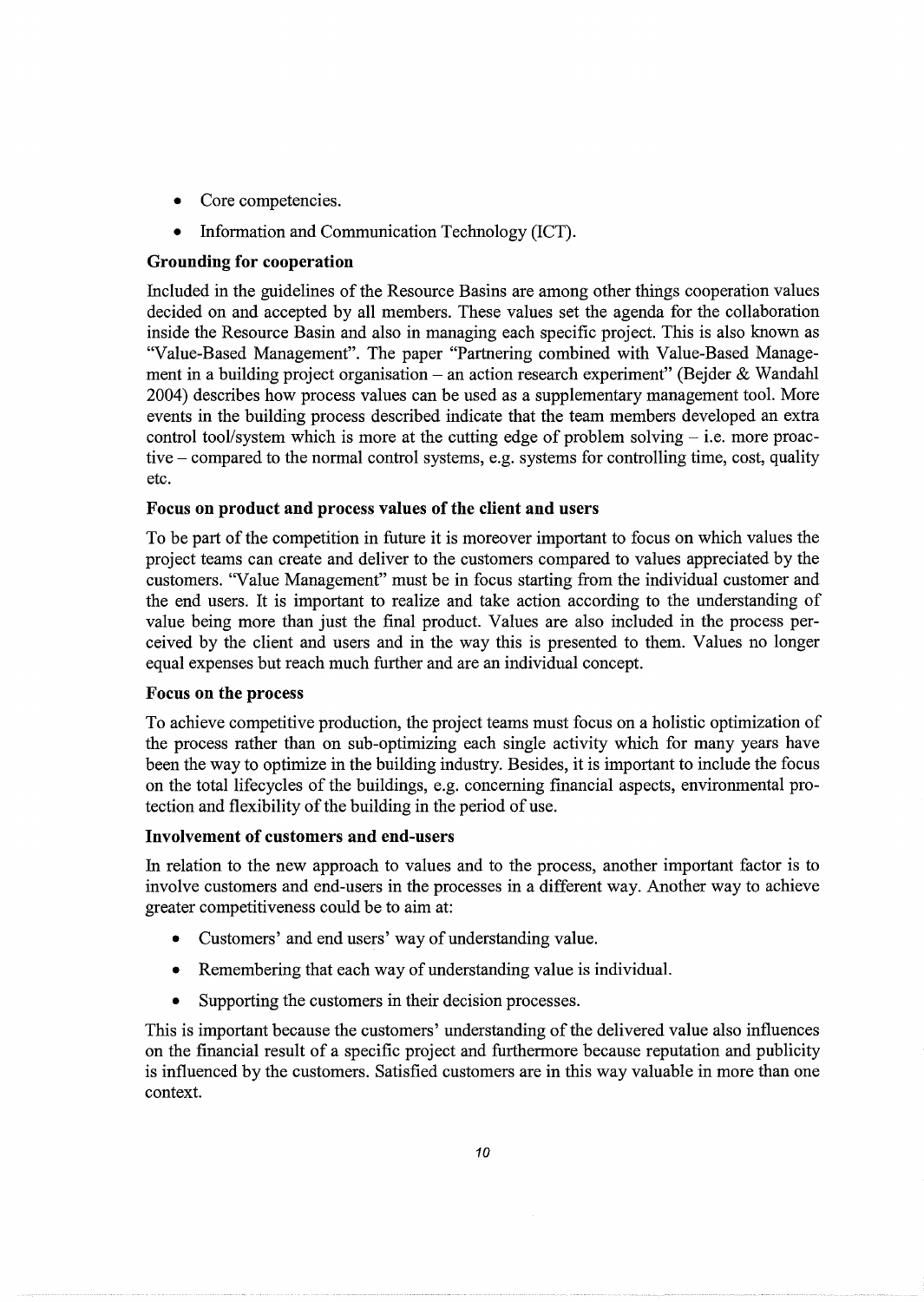- Core competencies.
- Information and Communication Technology (ICT).

**Grounding for cooperation**

Included in the guidelines of the Resource Basins are among other things cooperation values decided on and accepted by all members. These values set the agenda for the collaboration inside the Resource Basin and also in managing each specific project. This is also known as "Value-Based Management". The paper "Partnering combined with Value-Based Management in a building project organisation – an action research experiment" (Bejder & Wandahl 2004) describes how process values can be used as a supplementary management tool. More events in the building process described indicate that the team members developed an extra control tool/system which is more at the cutting edge of problem solving – i.e. more proactive – compared to the normal control systems, e.g. systems for controlling time, cost, quality etc.

**Focus on product and process values of the client and users**

To be part of the competition in future it is moreover important to focus on which values the project teams can create and deliver to the customers compared to values appreciated by the customers. "Value Management" must be in focus starting from the individual customer and the end users. It is important to realize and take action according to the understanding of value being more than just the final product. Values are also included in the process perceived by the client and users and in the way this is presented to them. Values no longer equal expenses but reach much further and are an individual concept.

**Focus on the process**

To achieve competitive production, the project teams must focus on a holistic optimization of the process rather than on sub-optimizing each single activity which for many years have been the way to optimize in the building industry. Besides, it is important to include the focus on the total lifecycles of the buildings, e.g. concerning financial aspects, environmental protection and flexibility of the building in the period of use.

**Involvement of customers and end-users**

In relation to the new approach to values and to the process, another important factor is to involve customers and end-users in the processes in a different way. Another way to achieve greater competitiveness could be to aim at:

- Customers' and end users' way of understanding value.
- Remembering that each way of understanding value is individual.
- Supporting the customers in their decision processes.

This is important because the customers' understanding of the delivered value also influences on the financial result of a specific project and furthermore because reputation and publicity is influenced by the customers. Satisfied customers are in this way valuable in more than one context.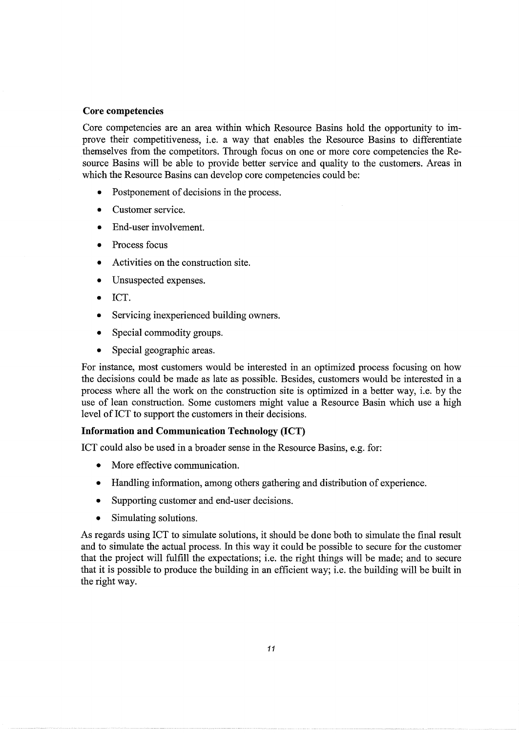**Core competencies**

Core competencies are an area within which Resource Basins hold the opportunity to improve their competitiveness, i.e. a way that enables the Resource Basins to differentiate themselves from the competitors. Through focus on one or more core competencies the Resource Basins will be able to provide better service and quality to the customers. Areas in which the Resource Basins can develop core competencies could be:

- Postponement of decisions in the process.
- Customer service.
- End-user involvement.
- Process focus
- Activities on the construction site.
- Unsuspected expenses.
- ICT.
- Servicing inexperienced building owners.
- Special commodity groups.
- Special geographic areas.

For instance, most customers would be interested in an optimized process focusing on how the decisions could be made as late as possible. Besides, customers would be interested in a process where all the work on the construction site is optimized in a better way, i.e. by the use of lean construction. Some customers might value a Resource Basin which use a high level of ICT to support the customers in their decisions.

**Information and Communication Technology (ICT)**

ICT could also be used in a broader sense in the Resource Basins, e.g. for:

- More effective communication.
- Handling information, among others gathering and distribution of experience.
- Supporting customer and end-user decisions.
- Simulating solutions.

As regards using ICT to simulate solutions, it should be done both to simulate the final result and to simulate the actual process. In this way it could be possible to secure for the customer that the project will fulfill the expectations; i.e. the right things will be made; and to secure that it is possible to produce the building in an efficient way; i.e. the building will be built in the right way.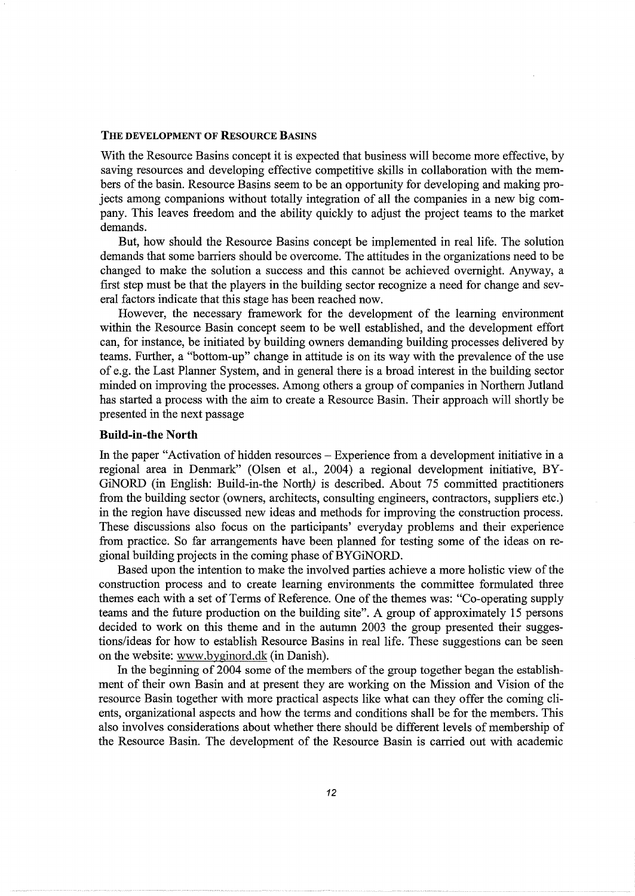### The development of Resource Basins

With the Resource Basins concept it is expected that business will become more effective, by saving resources and developing effective competitive skills in collaboration with the members of the basin. Resource Basins seem to be an opportunity for developing and making projects among companions without totally integration of all the companies in a new big company. This leaves freedom and the ability quickly to adjust the project teams to the market demands.

But, how should the Resource Basins concept be implemented in real life. The solution demands that some barriers should be overcome. The attitudes in the organizations need to be changed to make the solution a success and this cannot be achieved overnight. Anyway, a first step must be that the players in the building sector recognize a need for change and several factors indicate that this stage has been reached now.

However, the necessary framework for the development of the learning environment within the Resource Basin concept seem to be well established, and the development effort can, for instance, be initiated by building owners demanding building processes delivered by teams. Further, a "bottom-up" change in attitude is on its way with the prevalence of the use of e.g. the Last Planner System, and in general there is a broad interest in the building sector minded on improving the processes. Among others a group of companies in Northern Jutland has started a process with the aim to create a Resource Basin. Their approach will shortly be presented in the next passage

#### Build-in-the North

In the paper "Activation of hidden resources – Experience from a development initiative in a regional area in Denmark" (Olsen et al., 2004) a regional development initiative, BYGiNORD (in English: Build-in-the North*)* is described. About 75 committed practitioners from the building sector (owners, architects, consulting engineers, contractors, suppliers etc.) in the region have discussed new ideas and methods for improving the construction process. These discussions also focus on the participants' everyday problems and their experience from practice. So far arrangements have been planned for testing some of the ideas on regional building projects in the coming phase of BYGiNORD.

Based upon the intention to make the involved parties achieve a more holistic view of the construction process and to create learning environments the committee formulated three themes each with a set of Terms of Reference. One of the themes was: "Co-operating supply teams and the future production on the building site". A group of approximately 15 persons decided to work on this theme and in the autumn 2003 the group presented their suggestions/ideas for how to establish Resource Basins in real life. These suggestions can be seen on the website: www.byginord.dk (in Danish).

In the beginning of 2004 some of the members of the group together began the establishment of their own Basin and at present they are working on the Mission and Vision of the resource Basin together with more practical aspects like what can they offer the coming clients, organizational aspects and how the terms and conditions shall be for the members. This also involves considerations about whether there should be different levels of membership of the Resource Basin. The development of the Resource Basin is carried out with academic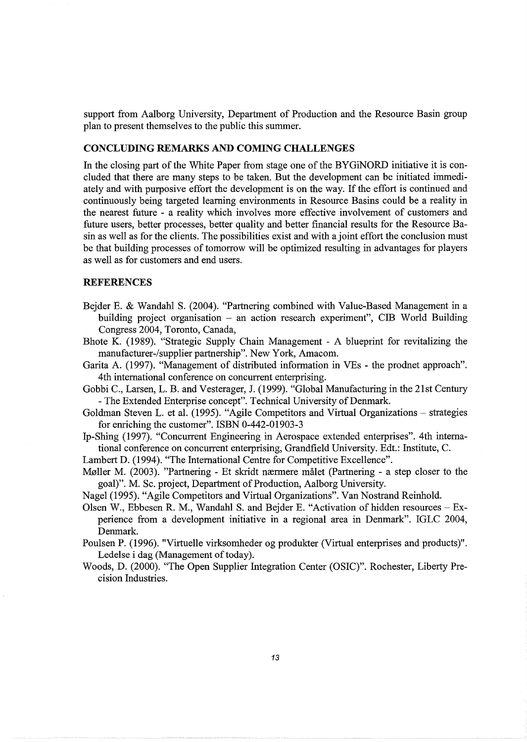support from Aalborg University, Department of Production and the Resource Basin group plan to present themselves to the public this summer.

## CONCLUDING REMARKS AND COMING CHALLENGES

In the closing part of the White Paper from stage one of the BYGiNORD initiative it is concluded that there are many steps to be taken. But the development can be initiated immediately and with purposive effort the development is on the way. If the effort is continued and continuously being targeted learning environments in Resource Basins could be a reality in the nearest future - a reality which involves more effective involvement of customers and future users, better processes, better quality and better financial results for the Resource Basin as well as for the clients. The possibilities exist and with a joint effort the conclusion must be that building processes of tomorrow will be optimized resulting in advantages for players as well as for customers and end users.

## REFERENCES

Bejder E. & Wandahl S. (2004). "Partnering combined with Value-Based Management in a building project organisation – an action research experiment", CIB World Building Congress 2004, Toronto, Canada,

Bhote K. (1989). "Strategic Supply Chain Management - A blueprint for revitalizing the manufacturer-/supplier partnership". New York, Amacom.

Garita A. (1997). "Management of distributed information in VEs - the prodnet approach". 4th international conference on concurrent enterprising.

Gobbi C., Larsen, L. B. and Vesterager, J. (1999). "Global Manufacturing in the 21st Century - The Extended Enterprise concept". Technical University of Denmark.

Goldman Steven L. et al. (1995). "Agile Competitors and Virtual Organizations – strategies for enriching the customer". ISBN 0-442-01903-3

Ip-Shing (1997). "Concurrent Engineering in Aerospace extended enterprises". 4th international conference on concurrent enterprising, Grandfield University. Edt.: Institute, C.

Lambert D. (1994). "The International Centre for Competitive Excellence".

Møller M. (2003). "Partnering - Et skridt nærmere målet (Partnering - a step closer to the goal)". M. Sc. project, Department of Production, Aalborg University.

Nagel (1995). "Agile Competitors and Virtual Organizations". Van Nostrand Reinhold.

Olsen W., Ebbesen R. M., Wandahl S. and Bejder E. "Activation of hidden resources – Experience from a development initiative in a regional area in Denmark". IGLC 2004, Denmark.

Poulsen P. (1996). "Virtuelle virksomheder og produkter (Virtual enterprises and products)". Ledelse i dag (Management of today).

Woods, D. (2000). "The Open Supplier Integration Center (OSIC)". Rochester, Liberty Precision Industries.